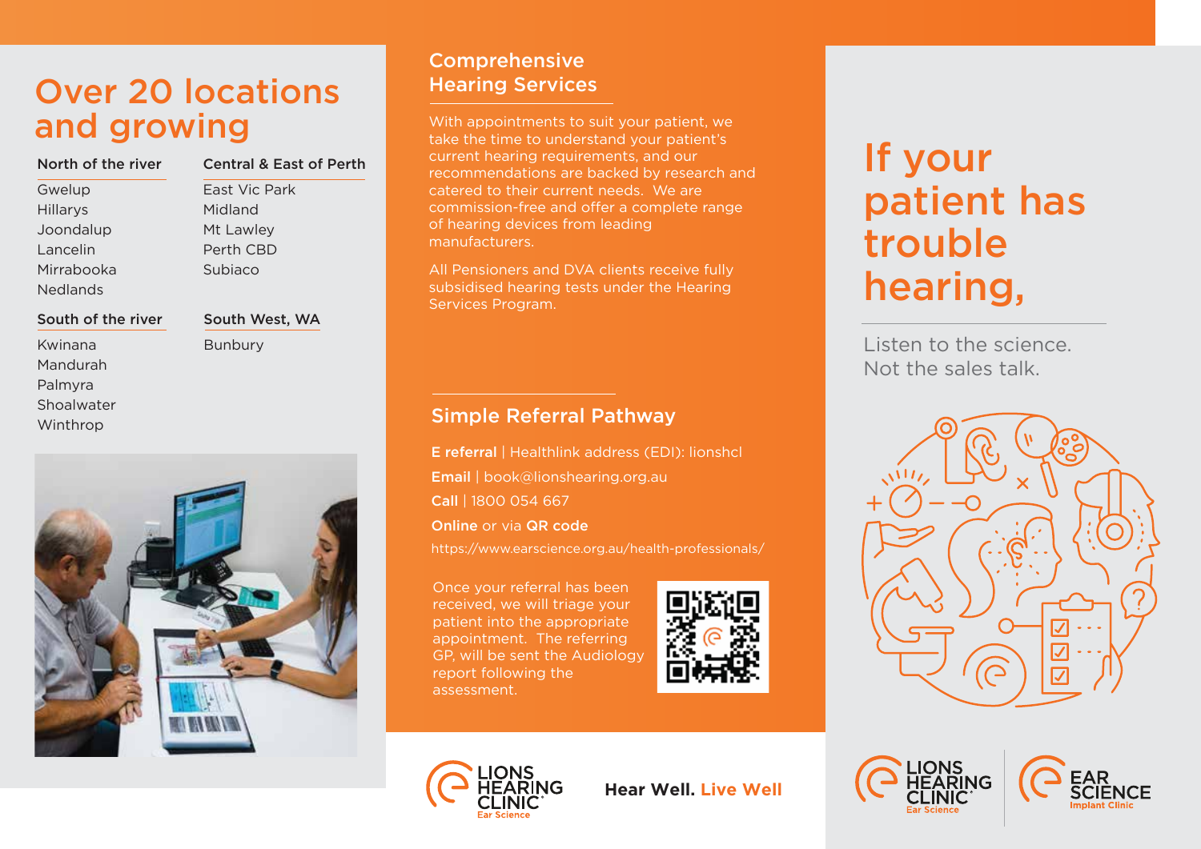# Over 20 locations and growing

### North of the river

- Gwelup
- Hillarys
- Joondalup
- Lancelin
- Mirrabooka
- Nedlands

### Central & East of Perth

- East Vic Park
- Midland
- Mt Lawley
- Perth CBD
- Subiaco

### South of the river

- Kwinana
- Mandurah
- Palmyra
- Shoalwater
- Winthrop

### South West, WA

- Bunbury

## Comprehensive Hearing Services

With appointments to suit your patient, we take the time to understand your patient's current hearing requirements, and our recommendations are backed by research and catered to their current needs. We are commission-free and offer a complete range of hearing devices from leading manufacturers.

All Pensioners and DVA clients receive fully subsidised hearing tests under the Hearing Services Program.

## Simple Referral Pathway

**E referral** | Healthlink address (EDI): lionshcl

**Email** | book@lionshearing.org.au

**Call** | 1800 054 667

**Online** or via **QR code**

https://www.earscience.org.au/health-professionals/

Once your referral has been received, we will triage your patient into the appropriate appointment. The referring GP, will be sent the Audiology report following the assessment.

LIONS HEARING CLINIC Ear Science

**Hear Well. Live Well**

# If your patient has trouble hearing,

Listen to the science.
Not the sales talk.

LIONS HEARING CLINIC Ear Science | EAR SCIENCE Implant Clinic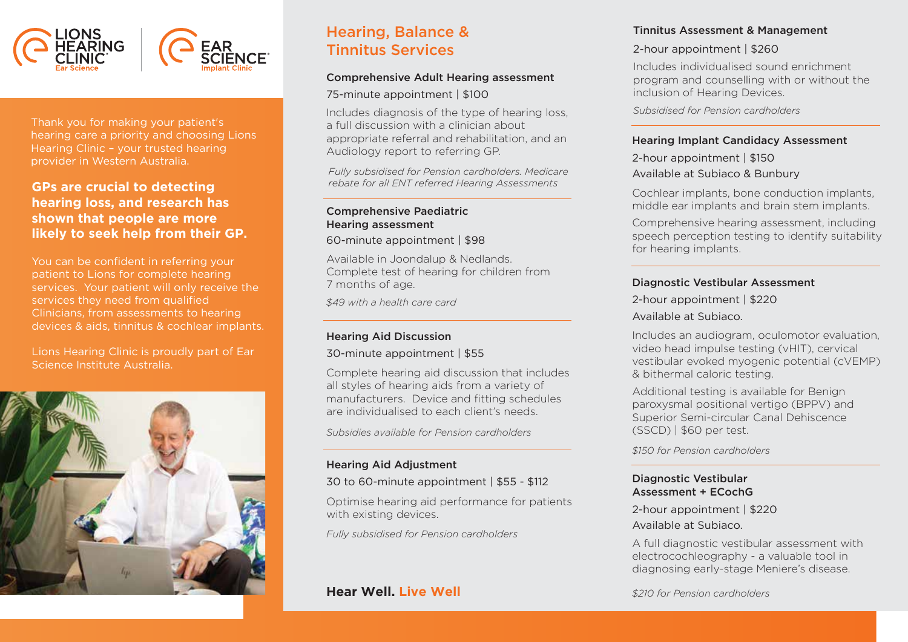LIONS HEARING CLINIC
Ear Science

EAR SCIENCE
Implant Clinic

Thank you for making your patient's hearing care a priority and choosing Lions Hearing Clinic – your trusted hearing provider in Western Australia.

**GPs are crucial to detecting hearing loss, and research has shown that people are more likely to seek help from their GP.**

You can be confident in referring your patient to Lions for complete hearing services. Your patient will only receive the services they need from qualified Clinicians, from assessments to hearing devices & aids, tinnitus & cochlear implants.

Lions Hearing Clinic is proudly part of Ear Science Institute Australia.

## Hearing, Balance & Tinnitus Services

### Comprehensive Adult Hearing assessment

75-minute appointment | $100

Includes diagnosis of the type of hearing loss, a full discussion with a clinician about appropriate referral and rehabilitation, and an Audiology report to referring GP.

*Fully subsidised for Pension cardholders. Medicare rebate for all ENT referred Hearing Assessments*

### Comprehensive Paediatric Hearing assessment

60-minute appointment | $98

Available in Joondalup & Nedlands. Complete test of hearing for children from 7 months of age.

*$49 with a health care card*

### Hearing Aid Discussion

30-minute appointment | $55

Complete hearing aid discussion that includes all styles of hearing aids from a variety of manufacturers. Device and fitting schedules are individualised to each client's needs.

*Subsidies available for Pension cardholders*

### Hearing Aid Adjustment

30 to 60-minute appointment | $55 - $112

Optimise hearing aid performance for patients with existing devices.

*Fully subsidised for Pension cardholders*

**Hear Well. Live Well**

### Tinnitus Assessment & Management

2-hour appointment | $260

Includes individualised sound enrichment program and counselling with or without the inclusion of Hearing Devices.

*Subsidised for Pension cardholders*

### Hearing Implant Candidacy Assessment

2-hour appointment | $150

Available at Subiaco & Bunbury

Cochlear implants, bone conduction implants, middle ear implants and brain stem implants.

Comprehensive hearing assessment, including speech perception testing to identify suitability for hearing implants.

### Diagnostic Vestibular Assessment

2-hour appointment | $220

Available at Subiaco.

Includes an audiogram, oculomotor evaluation, video head impulse testing (vHIT), cervical vestibular evoked myogenic potential (cVEMP) & bithermal caloric testing.

Additional testing is available for Benign paroxysmal positional vertigo (BPPV) and Superior Semi-circular Canal Dehiscence (SSCD) | $60 per test.

*$150 for Pension cardholders*

### Diagnostic Vestibular Assessment + ECochG

2-hour appointment | $220

Available at Subiaco.

A full diagnostic vestibular assessment with electrocochleography - a valuable tool in diagnosing early-stage Meniere's disease.

*$210 for Pension cardholders*